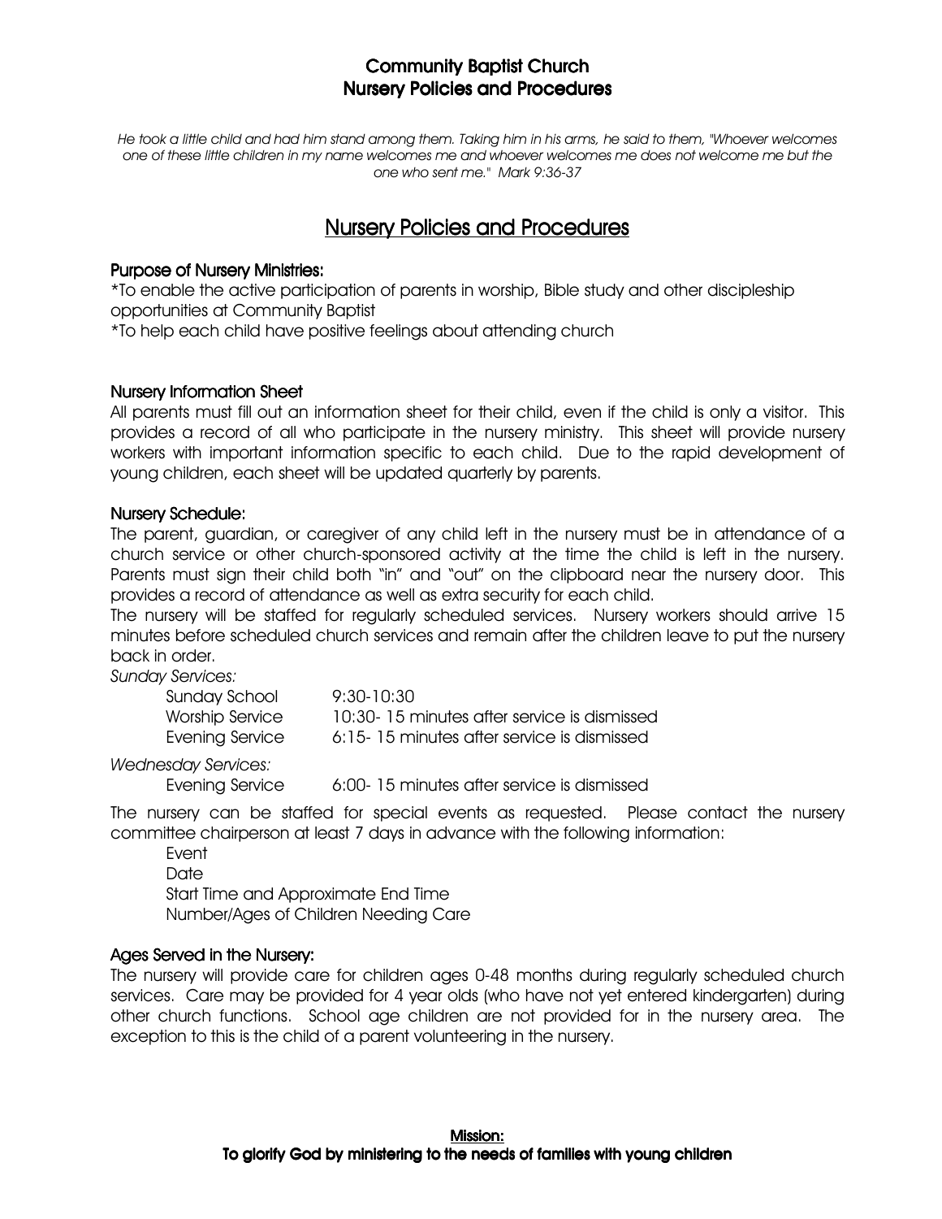# Community Baptist Church
# Nursery Policies and Procedures

*He took a little child and had him stand among them. Taking him in his arms, he said to them, "Whoever welcomes one of these little children in my name welcomes me and whoever welcomes me does not welcome me but the one who sent me." Mark 9:36-37*

## Nursery Policies and Procedures

### Purpose of Nursery Ministries:

*To enable the active participation of parents in worship, Bible study and other discipleship opportunities at Community Baptist
*To help each child have positive feelings about attending church

### Nursery Information Sheet

All parents must fill out an information sheet for their child, even if the child is only a visitor. This provides a record of all who participate in the nursery ministry. This sheet will provide nursery workers with important information specific to each child. Due to the rapid development of young children, each sheet will be updated quarterly by parents.

### Nursery Schedule:

The parent, guardian, or caregiver of any child left in the nursery must be in attendance of a church service or other church-sponsored activity at the time the child is left in the nursery. Parents must sign their child both "in" and "out" on the clipboard near the nursery door. This provides a record of attendance as well as extra security for each child.

The nursery will be staffed for regularly scheduled services. Nursery workers should arrive 15 minutes before scheduled church services and remain after the children leave to put the nursery back in order.

*Sunday Services:*

| | |
|---|---|
| Sunday School | 9:30-10:30 |
| Worship Service | 10:30- 15 minutes after service is dismissed |
| Evening Service | 6:15- 15 minutes after service is dismissed |

*Wednesday Services:*

| | |
|---|---|
| Evening Service | 6:00- 15 minutes after service is dismissed |

The nursery can be staffed for special events as requested. Please contact the nursery committee chairperson at least 7 days in advance with the following information:

Event
Date
Start Time and Approximate End Time
Number/Ages of Children Needing Care

### Ages Served in the Nursery:

The nursery will provide care for children ages 0-48 months during regularly scheduled church services. Care may be provided for 4 year olds (who have not yet entered kindergarten) during other church functions. School age children are not provided for in the nursery area. The exception to this is the child of a parent volunteering in the nursery.

**Mission:**
**To glorify God by ministering to the needs of families with young children**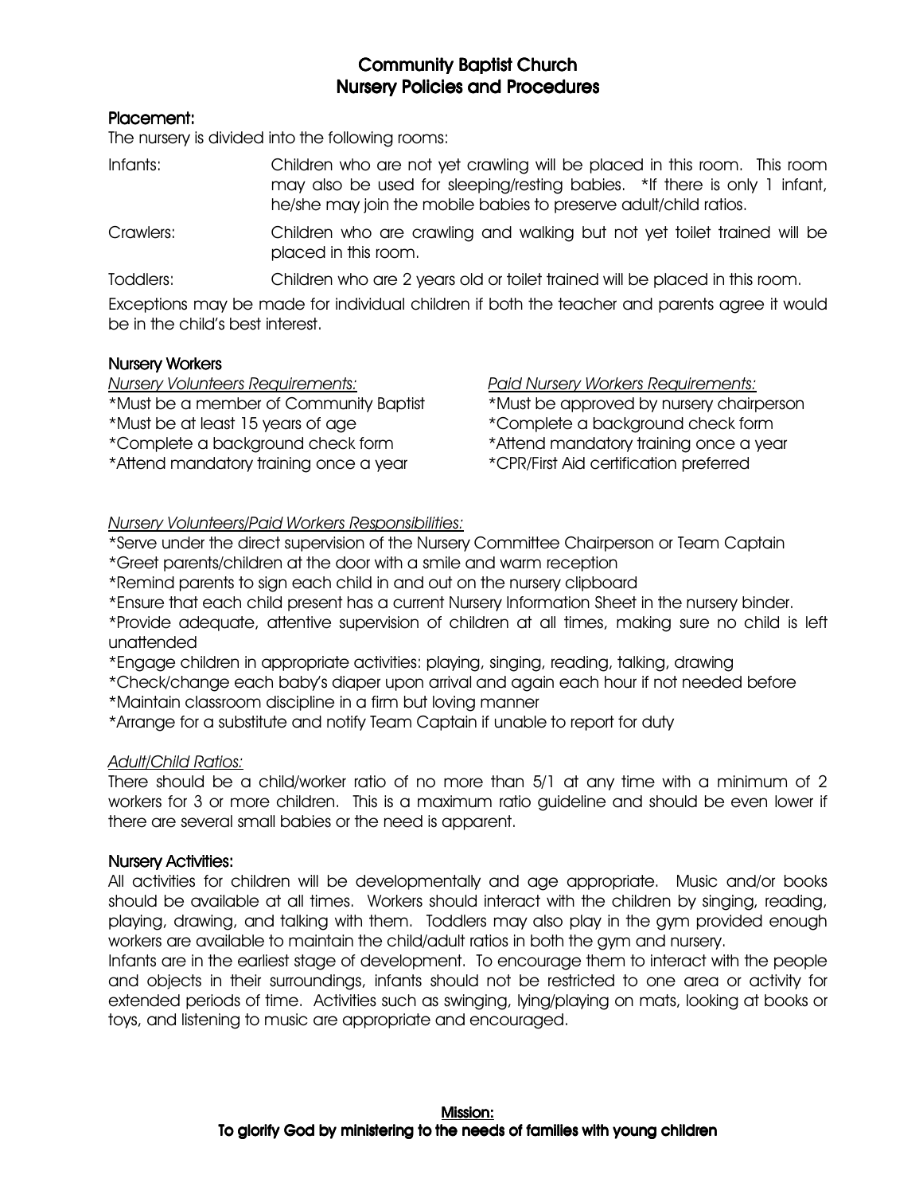# Community Baptist Church
# Nursery Policies and Procedures

## Placement:

The nursery is divided into the following rooms:

Infants: Children who are not yet crawling will be placed in this room. This room may also be used for sleeping/resting babies. *If there is only 1 infant, he/she may join the mobile babies to preserve adult/child ratios.

Crawlers: Children who are crawling and walking but not yet toilet trained will be placed in this room.

Toddlers: Children who are 2 years old or toilet trained will be placed in this room.

Exceptions may be made for individual children if both the teacher and parents agree it would be in the child's best interest.

## Nursery Workers

*Nursery Volunteers Requirements:*

*Must be a member of Community Baptist
*Must be at least 15 years of age
*Complete a background check form
*Attend mandatory training once a year

*Paid Nursery Workers Requirements:*

*Must be approved by nursery chairperson
*Complete a background check form
*Attend mandatory training once a year
*CPR/First Aid certification preferred

*Nursery Volunteers/Paid Workers Responsibilities:*

*Serve under the direct supervision of the Nursery Committee Chairperson or Team Captain
*Greet parents/children at the door with a smile and warm reception
*Remind parents to sign each child in and out on the nursery clipboard
*Ensure that each child present has a current Nursery Information Sheet in the nursery binder.
*Provide adequate, attentive supervision of children at all times, making sure no child is left unattended
*Engage children in appropriate activities: playing, singing, reading, talking, drawing
*Check/change each baby's diaper upon arrival and again each hour if not needed before
*Maintain classroom discipline in a firm but loving manner
*Arrange for a substitute and notify Team Captain if unable to report for duty

*Adult/Child Ratios:*

There should be a child/worker ratio of no more than 5/1 at any time with a minimum of 2 workers for 3 or more children. This is a maximum ratio guideline and should be even lower if there are several small babies or the need is apparent.

## Nursery Activities:

All activities for children will be developmentally and age appropriate. Music and/or books should be available at all times. Workers should interact with the children by singing, reading, playing, drawing, and talking with them. Toddlers may also play in the gym provided enough workers are available to maintain the child/adult ratios in both the gym and nursery.

Infants are in the earliest stage of development. To encourage them to interact with the people and objects in their surroundings, infants should not be restricted to one area or activity for extended periods of time. Activities such as swinging, lying/playing on mats, looking at books or toys, and listening to music are appropriate and encouraged.

**Mission:**
**To glorify God by ministering to the needs of families with young children**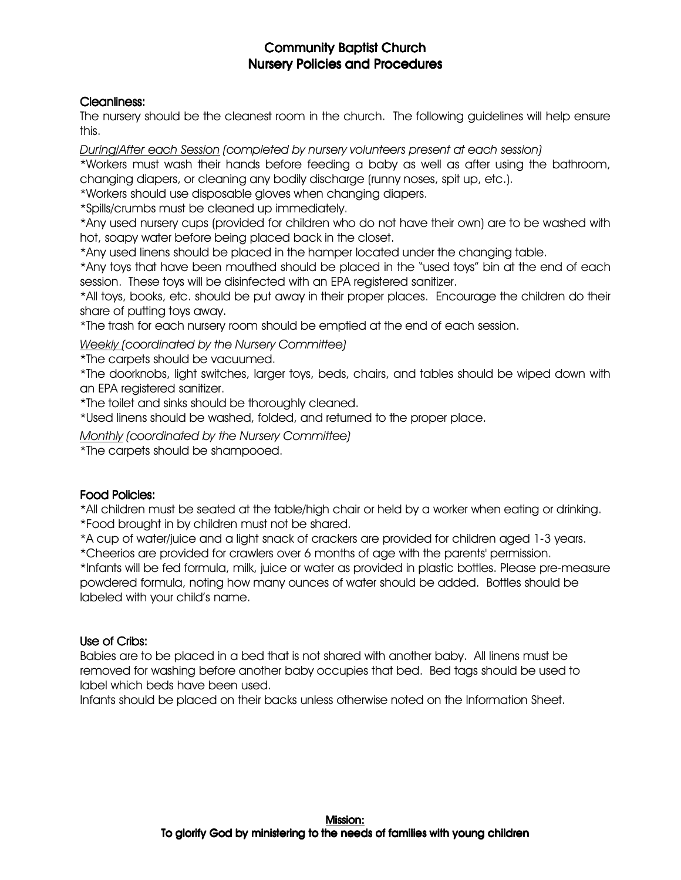# Community Baptist Church
# Nursery Policies and Procedures

## Cleanliness:

The nursery should be the cleanest room in the church. The following guidelines will help ensure this.

*During/After each Session (completed by nursery volunteers present at each session)*

*Workers must wash their hands before feeding a baby as well as after using the bathroom, changing diapers, or cleaning any bodily discharge (runny noses, spit up, etc.).
*Workers should use disposable gloves when changing diapers.
*Spills/crumbs must be cleaned up immediately.
*Any used nursery cups (provided for children who do not have their own) are to be washed with hot, soapy water before being placed back in the closet.
*Any used linens should be placed in the hamper located under the changing table.
*Any toys that have been mouthed should be placed in the "used toys" bin at the end of each session. These toys will be disinfected with an EPA registered sanitizer.
*All toys, books, etc. should be put away in their proper places. Encourage the children do their share of putting toys away.
*The trash for each nursery room should be emptied at the end of each session.

*Weekly (coordinated by the Nursery Committee)*

*The carpets should be vacuumed.
*The doorknobs, light switches, larger toys, beds, chairs, and tables should be wiped down with an EPA registered sanitizer.
*The toilet and sinks should be thoroughly cleaned.
*Used linens should be washed, folded, and returned to the proper place.

*Monthly (coordinated by the Nursery Committee)*

*The carpets should be shampooed.

## Food Policies:

*All children must be seated at the table/high chair or held by a worker when eating or drinking.
*Food brought in by children must not be shared.
*A cup of water/juice and a light snack of crackers are provided for children aged 1-3 years.
*Cheerios are provided for crawlers over 6 months of age with the parents' permission.
*Infants will be fed formula, milk, juice or water as provided in plastic bottles. Please pre-measure powdered formula, noting how many ounces of water should be added. Bottles should be labeled with your child's name.

## Use of Cribs:

Babies are to be placed in a bed that is not shared with another baby. All linens must be removed for washing before another baby occupies that bed. Bed tags should be used to label which beds have been used.

Infants should be placed on their backs unless otherwise noted on the Information Sheet.

**Mission:**
**To glorify God by ministering to the needs of families with young children**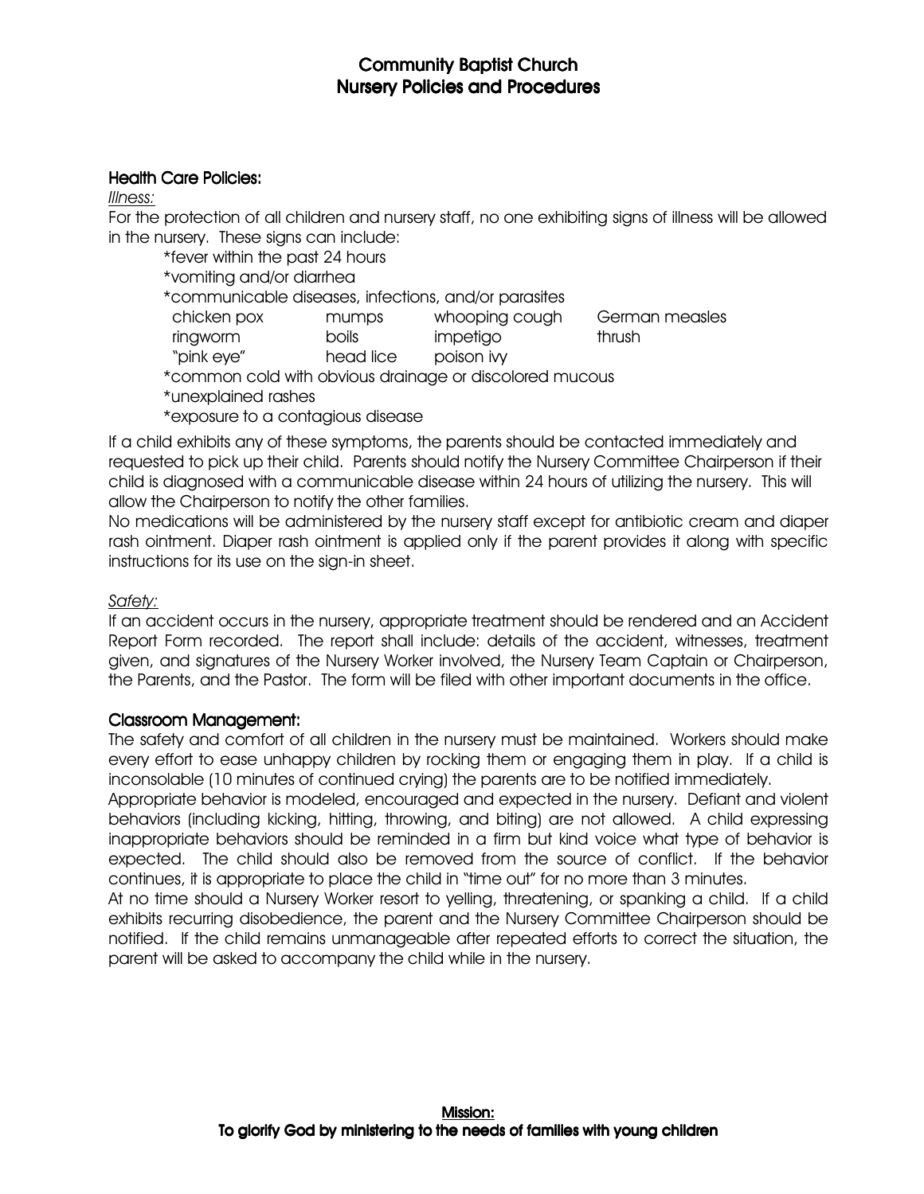# Community Baptist Church
# Nursery Policies and Procedures

## Health Care Policies:

*Illness:*

For the protection of all children and nursery staff, no one exhibiting signs of illness will be allowed in the nursery. These signs can include:

*fever within the past 24 hours
*vomiting and/or diarrhea
*communicable diseases, infections, and/or parasites

| | | | |
|---|---|---|---|
| chicken pox | mumps | whooping cough | German measles |
| ringworm | boils | impetigo | thrush |
| "pink eye" | head lice | poison ivy | |

*common cold with obvious drainage or discolored mucous
*unexplained rashes
*exposure to a contagious disease

If a child exhibits any of these symptoms, the parents should be contacted immediately and requested to pick up their child. Parents should notify the Nursery Committee Chairperson if their child is diagnosed with a communicable disease within 24 hours of utilizing the nursery. This will allow the Chairperson to notify the other families.

No medications will be administered by the nursery staff except for antibiotic cream and diaper rash ointment. Diaper rash ointment is applied only if the parent provides it along with specific instructions for its use on the sign-in sheet.

*Safety:*

If an accident occurs in the nursery, appropriate treatment should be rendered and an Accident Report Form recorded. The report shall include: details of the accident, witnesses, treatment given, and signatures of the Nursery Worker involved, the Nursery Team Captain or Chairperson, the Parents, and the Pastor. The form will be filed with other important documents in the office.

## Classroom Management:

The safety and comfort of all children in the nursery must be maintained. Workers should make every effort to ease unhappy children by rocking them or engaging them in play. If a child is inconsolable (10 minutes of continued crying) the parents are to be notified immediately.

Appropriate behavior is modeled, encouraged and expected in the nursery. Defiant and violent behaviors (including kicking, hitting, throwing, and biting) are not allowed. A child expressing inappropriate behaviors should be reminded in a firm but kind voice what type of behavior is expected. The child should also be removed from the source of conflict. If the behavior continues, it is appropriate to place the child in "time out" for no more than 3 minutes.

At no time should a Nursery Worker resort to yelling, threatening, or spanking a child. If a child exhibits recurring disobedience, the parent and the Nursery Committee Chairperson should be notified. If the child remains unmanageable after repeated efforts to correct the situation, the parent will be asked to accompany the child while in the nursery.

**Mission:**
**To glorify God by ministering to the needs of families with young children**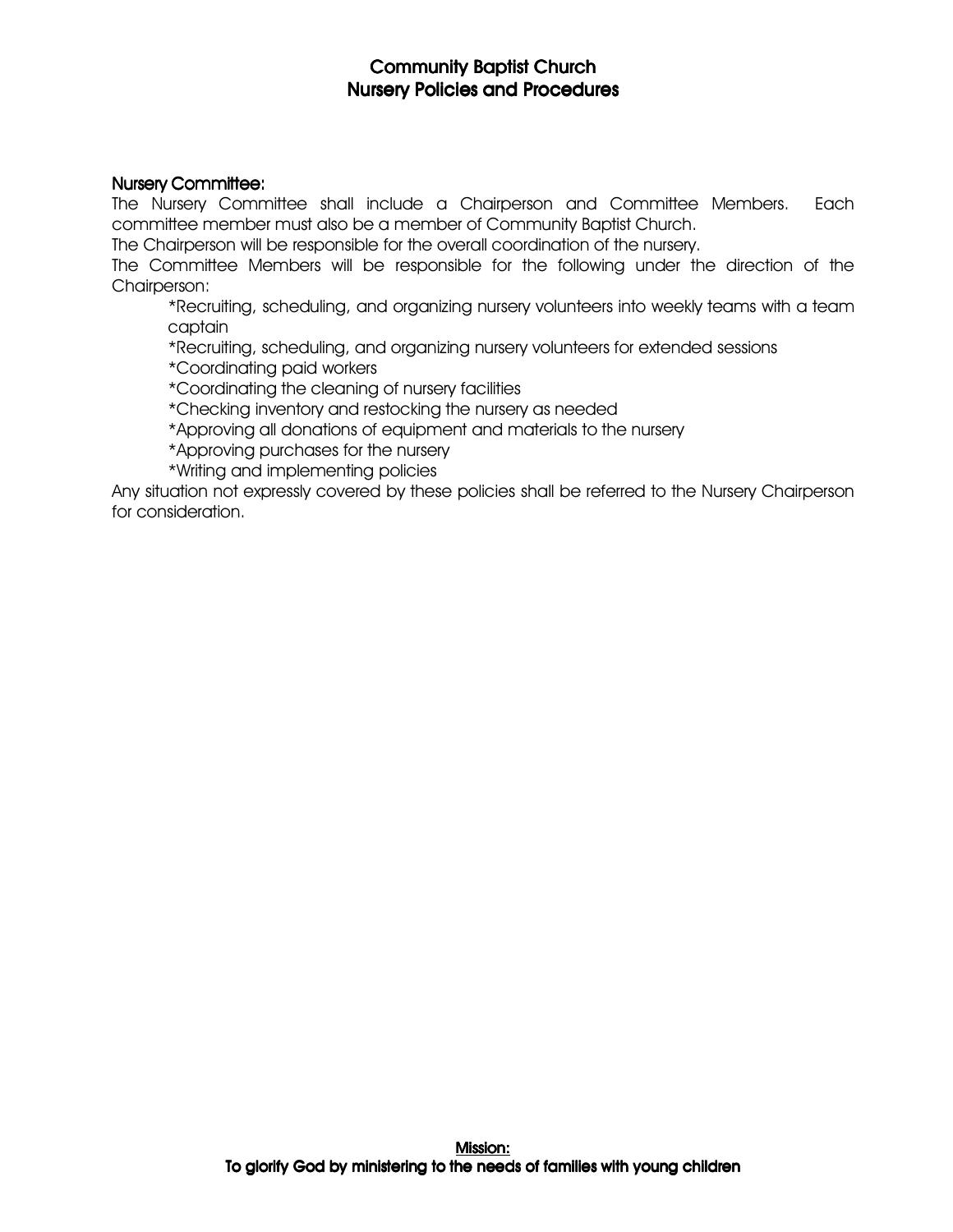**Community Baptist Church**
**Nursery Policies and Procedures**

**Nursery Committee:**

The Nursery Committee shall include a Chairperson and Committee Members. Each committee member must also be a member of Community Baptist Church.

The Chairperson will be responsible for the overall coordination of the nursery.

The Committee Members will be responsible for the following under the direction of the Chairperson:

*Recruiting, scheduling, and organizing nursery volunteers into weekly teams with a team captain

*Recruiting, scheduling, and organizing nursery volunteers for extended sessions

*Coordinating paid workers

*Coordinating the cleaning of nursery facilities

*Checking inventory and restocking the nursery as needed

*Approving all donations of equipment and materials to the nursery

*Approving purchases for the nursery

*Writing and implementing policies

Any situation not expressly covered by these policies shall be referred to the Nursery Chairperson for consideration.

**Mission:**
**To glorify God by ministering to the needs of families with young children**